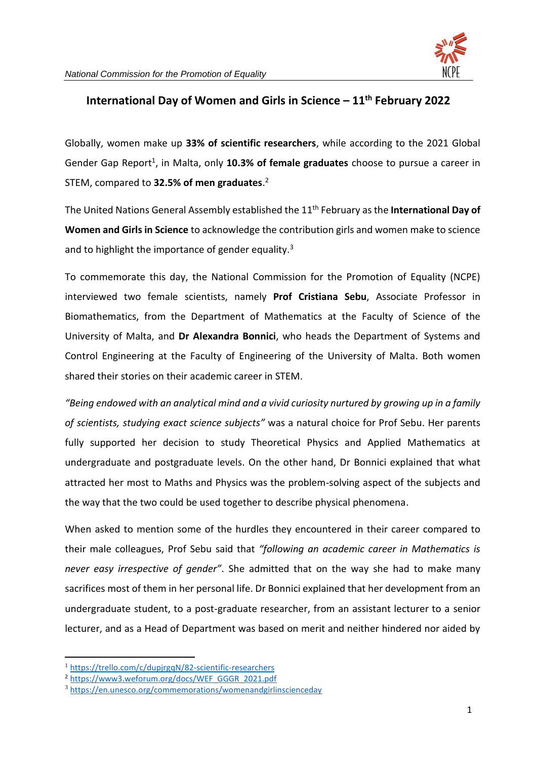## International Day of Women and Girls in Science – 11th February 2022

Globally, women make up **33% of scientific researchers**, while according to the 2021 Global Gender Gap Report[1], in Malta, only **10.3% of female graduates** choose to pursue a career in STEM, compared to **32.5% of men graduates**.[2]

The United Nations General Assembly established the 11th February as the **International Day of Women and Girls in Science** to acknowledge the contribution girls and women make to science and to highlight the importance of gender equality.[3]

To commemorate this day, the National Commission for the Promotion of Equality (NCPE) interviewed two female scientists, namely **Prof Cristiana Sebu**, Associate Professor in Biomathematics, from the Department of Mathematics at the Faculty of Science of the University of Malta, and **Dr Alexandra Bonnici**, who heads the Department of Systems and Control Engineering at the Faculty of Engineering of the University of Malta. Both women shared their stories on their academic career in STEM.

*"Being endowed with an analytical mind and a vivid curiosity nurtured by growing up in a family of scientists, studying exact science subjects"* was a natural choice for Prof Sebu. Her parents fully supported her decision to study Theoretical Physics and Applied Mathematics at undergraduate and postgraduate levels. On the other hand, Dr Bonnici explained that what attracted her most to Maths and Physics was the problem-solving aspect of the subjects and the way that the two could be used together to describe physical phenomena.

When asked to mention some of the hurdles they encountered in their career compared to their male colleagues, Prof Sebu said that *"following an academic career in Mathematics is never easy irrespective of gender"*. She admitted that on the way she had to make many sacrifices most of them in her personal life. Dr Bonnici explained that her development from an undergraduate student, to a post-graduate researcher, from an assistant lecturer to a senior lecturer, and as a Head of Department was based on merit and neither hindered nor aided by

---

[1] https://trello.com/c/dupjrgqN/82-scientific-researchers

[2] https://www3.weforum.org/docs/WEF_GGGR_2021.pdf

[3] https://en.unesco.org/commemorations/womenandgirlinscienceday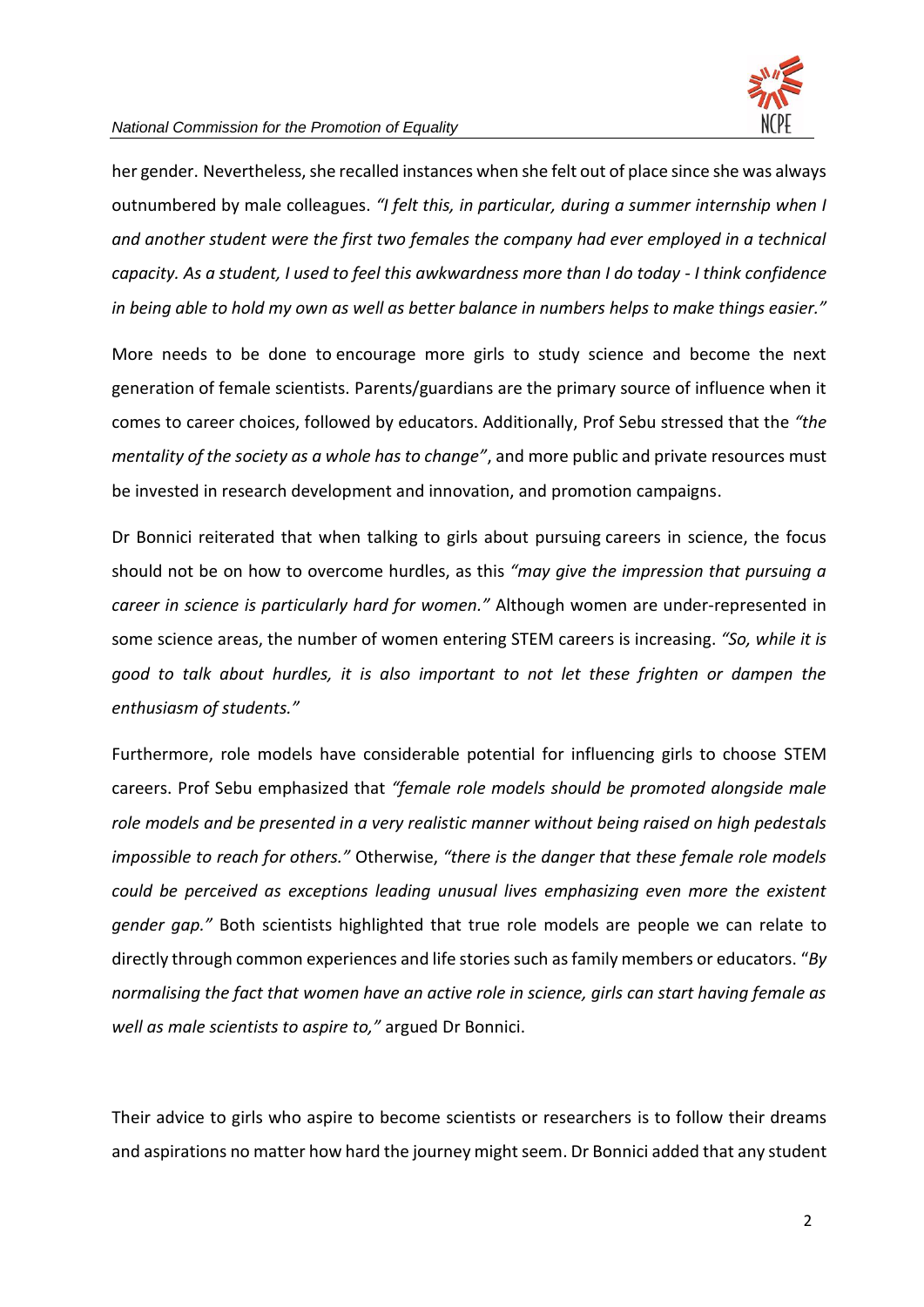her gender. Nevertheless, she recalled instances when she felt out of place since she was always outnumbered by male colleagues. *"I felt this, in particular, during a summer internship when I and another student were the first two females the company had ever employed in a technical capacity. As a student, I used to feel this awkwardness more than I do today - I think confidence in being able to hold my own as well as better balance in numbers helps to make things easier."*

More needs to be done to encourage more girls to study science and become the next generation of female scientists. Parents/guardians are the primary source of influence when it comes to career choices, followed by educators. Additionally, Prof Sebu stressed that the *"the mentality of the society as a whole has to change"*, and more public and private resources must be invested in research development and innovation, and promotion campaigns.

Dr Bonnici reiterated that when talking to girls about pursuing careers in science, the focus should not be on how to overcome hurdles, as this *"may give the impression that pursuing a career in science is particularly hard for women."* Although women are under-represented in some science areas, the number of women entering STEM careers is increasing. *"So, while it is good to talk about hurdles, it is also important to not let these frighten or dampen the enthusiasm of students."*

Furthermore, role models have considerable potential for influencing girls to choose STEM careers. Prof Sebu emphasized that *"female role models should be promoted alongside male role models and be presented in a very realistic manner without being raised on high pedestals impossible to reach for others."* Otherwise, *"there is the danger that these female role models could be perceived as exceptions leading unusual lives emphasizing even more the existent gender gap."* Both scientists highlighted that true role models are people we can relate to directly through common experiences and life stories such as family members or educators. "*By normalising the fact that women have an active role in science, girls can start having female as well as male scientists to aspire to,"* argued Dr Bonnici.

Their advice to girls who aspire to become scientists or researchers is to follow their dreams and aspirations no matter how hard the journey might seem. Dr Bonnici added that any student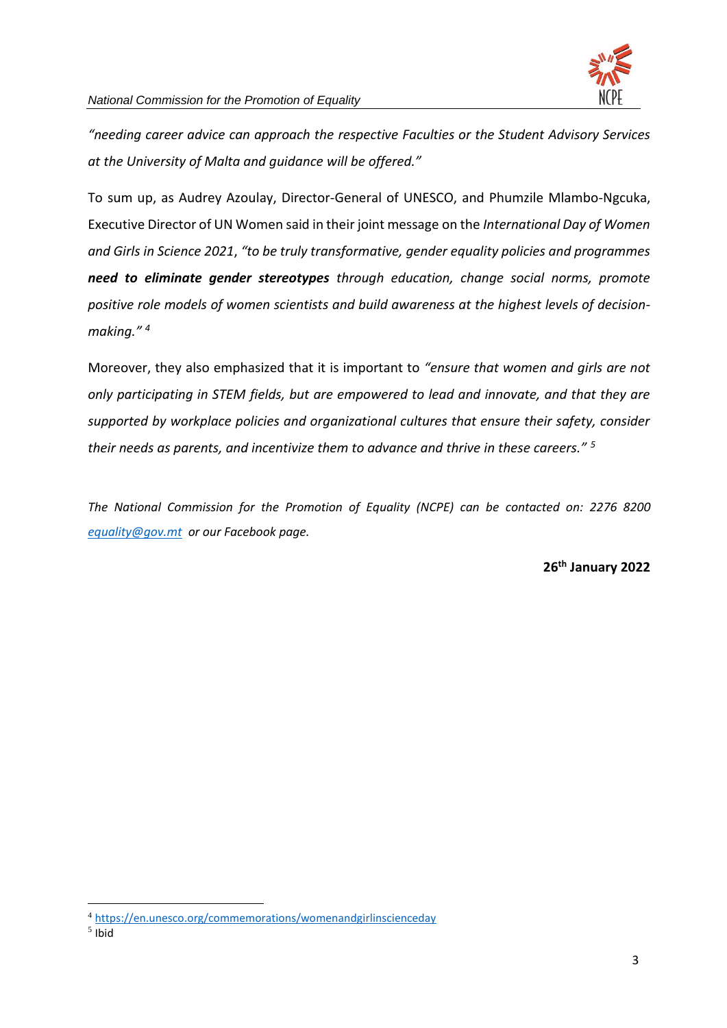*"needing career advice can approach the respective Faculties or the Student Advisory Services at the University of Malta and guidance will be offered."*

To sum up, as Audrey Azoulay, Director-General of UNESCO, and Phumzile Mlambo-Ngcuka, Executive Director of UN Women said in their joint message on the *International Day of Women and Girls in Science 2021*, *"to be truly transformative, gender equality policies and programmes **need to eliminate gender stereotypes** through education, change social norms, promote positive role models of women scientists and build awareness at the highest levels of decision-making."* [4]

Moreover, they also emphasized that it is important to *"ensure that women and girls are not only participating in STEM fields, but are empowered to lead and innovate, and that they are supported by workplace policies and organizational cultures that ensure their safety, consider their needs as parents, and incentivize them to advance and thrive in these careers."* [5]

*The National Commission for the Promotion of Equality (NCPE) can be contacted on: 2276 8200 [equality@gov.mt](mailto:equality@gov.mt) or our Facebook page.*

**26th January 2022**

---

[4] https://en.unesco.org/commemorations/womenandgirlinscienceday

[5] Ibid